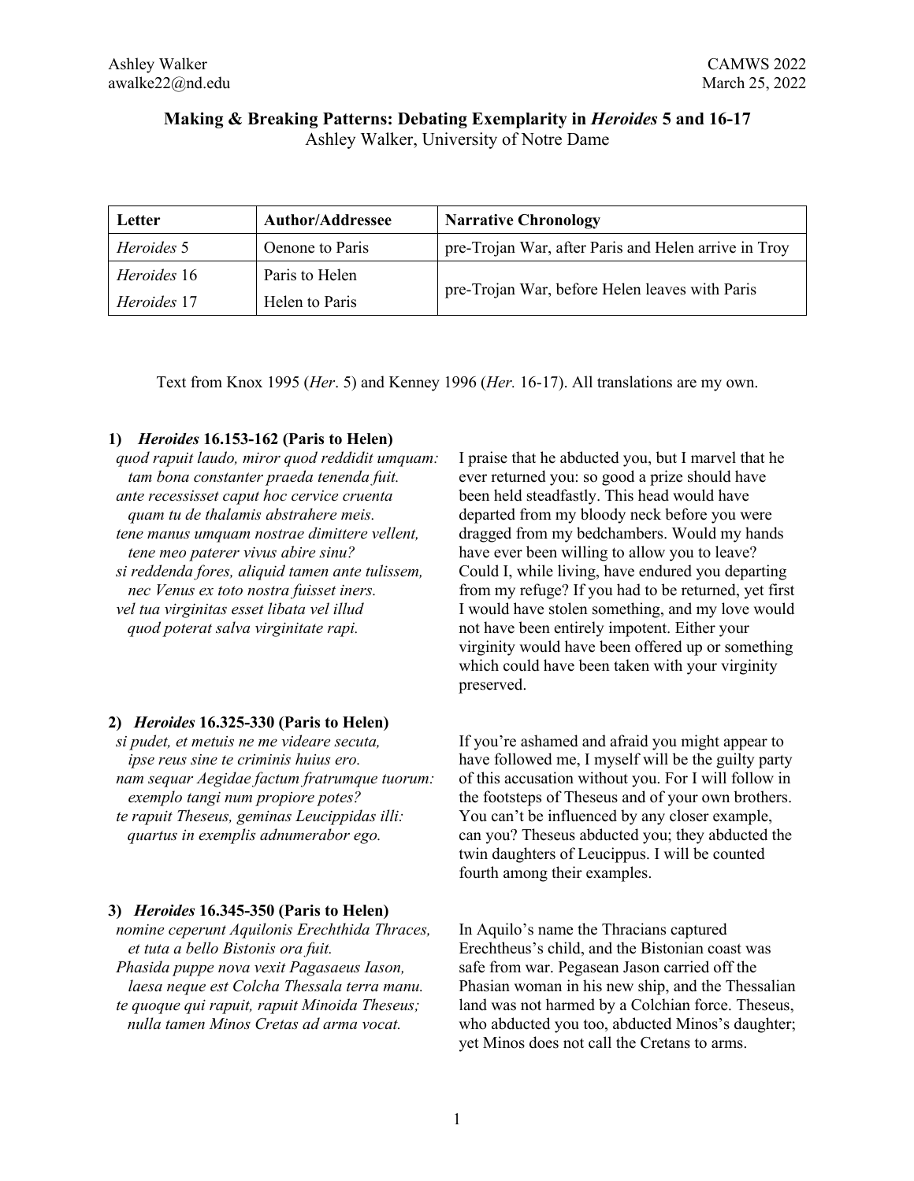Ashley Walker
awalke22@nd.edu

CAMWS 2022
March 25, 2022

## Making & Breaking Patterns: Debating Exemplarity in *Heroides* 5 and 16-17

Ashley Walker, University of Notre Dame

| Letter | Author/Addressee | Narrative Chronology |
|---|---|---|
| *Heroides* 5 | Oenone to Paris | pre-Trojan War, after Paris and Helen arrive in Troy |
| *Heroides* 16 | Paris to Helen | pre-Trojan War, before Helen leaves with Paris |
| *Heroides* 17 | Helen to Paris | |

Text from Knox 1995 (*Her*. 5) and Kenney 1996 (*Her.* 16-17). All translations are my own.

### 1) *Heroides* 16.153-162 (Paris to Helen)

*quod rapuit laudo, miror quod reddidit umquam:*
*tam bona constanter praeda tenenda fuit.*
*ante recessisset caput hoc cervice cruenta*
*quam tu de thalamis abstrahere meis.*
*tene manus umquam nostrae dimittere vellent,*
*tene meo paterer vivus abire sinu?*
*si reddenda fores, aliquid tamen ante tulissem,*
*nec Venus ex toto nostra fuisset iners.*
*vel tua virginitas esset libata vel illud*
*quod poterat salva virginitate rapi.*

I praise that he abducted you, but I marvel that he ever returned you: so good a prize should have been held steadfastly. This head would have departed from my bloody neck before you were dragged from my bedchambers. Would my hands have ever been willing to allow you to leave? Could I, while living, have endured you departing from my refuge? If you had to be returned, yet first I would have stolen something, and my love would not have been entirely impotent. Either your virginity would have been offered up or something which could have been taken with your virginity preserved.

### 2) *Heroides* 16.325-330 (Paris to Helen)

*si pudet, et metuis ne me videare secuta,*
*ipse reus sine te criminis huius ero.*
*nam sequar Aegidae factum fratrumque tuorum:*
*exemplo tangi num propiore potes?*
*te rapuit Theseus, geminas Leucippidas illi:*
*quartus in exemplis adnumerabor ego.*

If you're ashamed and afraid you might appear to have followed me, I myself will be the guilty party of this accusation without you. For I will follow in the footsteps of Theseus and of your own brothers. You can't be influenced by any closer example, can you? Theseus abducted you; they abducted the twin daughters of Leucippus. I will be counted fourth among their examples.

### 3) *Heroides* 16.345-350 (Paris to Helen)

*nomine ceperunt Aquilonis Erechthida Thraces,*
*et tuta a bello Bistonis ora fuit.*
*Phasida puppe nova vexit Pagasaeus Iason,*
*laesa neque est Colcha Thessala terra manu.*
*te quoque qui rapuit, rapuit Minoida Theseus;*
*nulla tamen Minos Cretas ad arma vocat.*

In Aquilo's name the Thracians captured Erechtheus's child, and the Bistonian coast was safe from war. Pegasean Jason carried off the Phasian woman in his new ship, and the Thessalian land was not harmed by a Colchian force. Theseus, who abducted you too, abducted Minos's daughter; yet Minos does not call the Cretans to arms.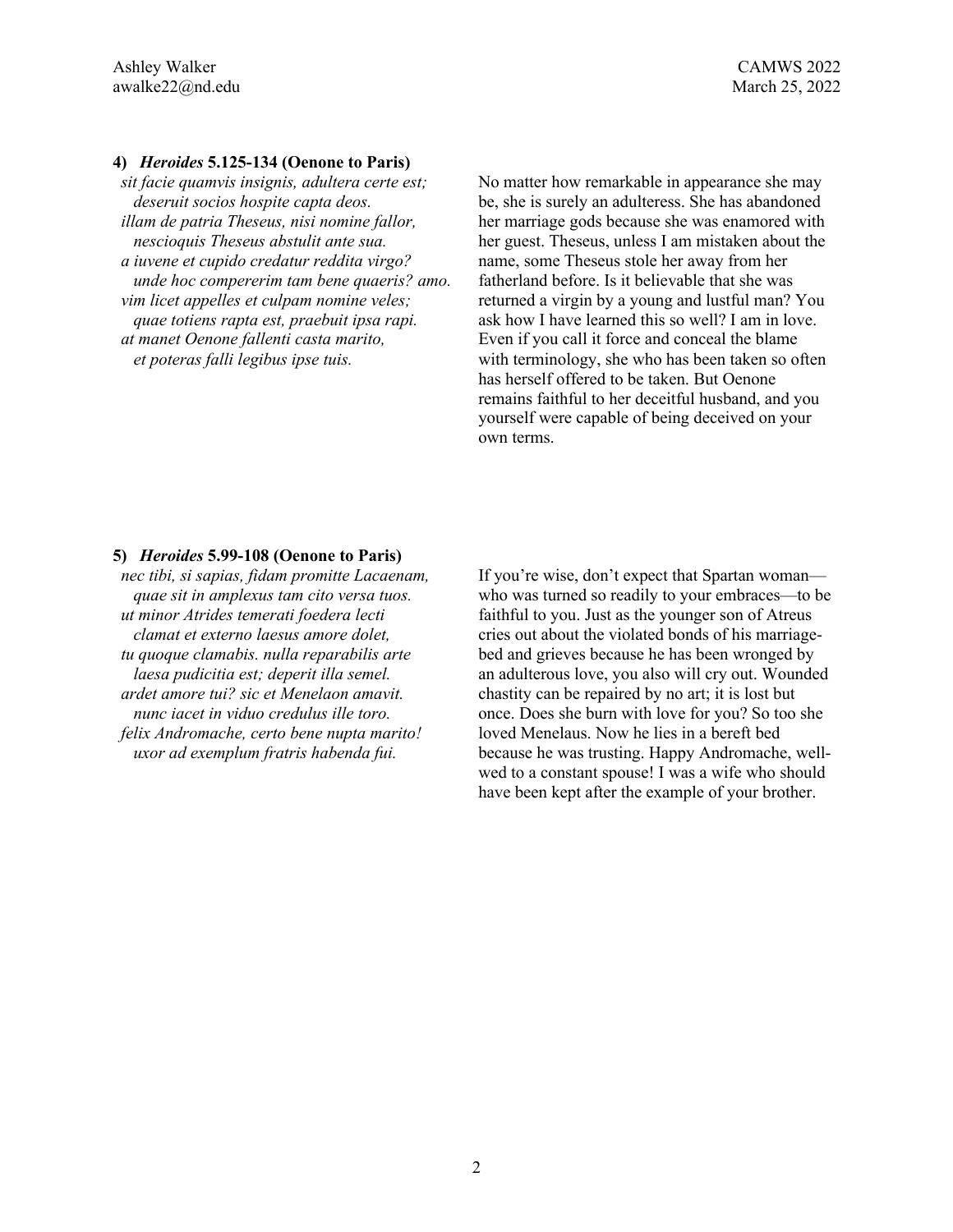#### 4) *Heroides* 5.125-134 (Oenone to Paris)

*sit facie quamvis insignis, adultera certe est;*
*deseruit socios hospite capta deos.*
*illam de patria Theseus, nisi nomine fallor,*
*nescioquis Theseus abstulit ante sua.*
*a iuvene et cupido credatur reddita virgo?*
*unde hoc compererim tam bene quaeris? amo.*
*vim licet appelles et culpam nomine veles;*
*quae totiens rapta est, praebuit ipsa rapi.*
*at manet Oenone fallenti casta marito,*
*et poteras falli legibus ipse tuis.*

No matter how remarkable in appearance she may be, she is surely an adulteress. She has abandoned her marriage gods because she was enamored with her guest. Theseus, unless I am mistaken about the name, some Theseus stole her away from her fatherland before. Is it believable that she was returned a virgin by a young and lustful man? You ask how I have learned this so well? I am in love. Even if you call it force and conceal the blame with terminology, she who has been taken so often has herself offered to be taken. But Oenone remains faithful to her deceitful husband, and you yourself were capable of being deceived on your own terms.

#### 5) *Heroides* 5.99-108 (Oenone to Paris)

*nec tibi, si sapias, fidam promitte Lacaenam,*
*quae sit in amplexus tam cito versa tuos.*
*ut minor Atrides temerati foedera lecti*
*clamat et externo laesus amore dolet,*
*tu quoque clamabis. nulla reparabilis arte*
*laesa pudicitia est; deperit illa semel.*
*ardet amore tui? sic et Menelaon amavit.*
*nunc iacet in viduo credulus ille toro.*
*felix Andromache, certo bene nupta marito!*
*uxor ad exemplum fratris habenda fui.*

If you're wise, don't expect that Spartan woman—who was turned so readily to your embraces—to be faithful to you. Just as the younger son of Atreus cries out about the violated bonds of his marriage-bed and grieves because he has been wronged by an adulterous love, you also will cry out. Wounded chastity can be repaired by no art; it is lost but once. Does she burn with love for you? So too she loved Menelaus. Now he lies in a bereft bed because he was trusting. Happy Andromache, well-wed to a constant spouse! I was a wife who should have been kept after the example of your brother.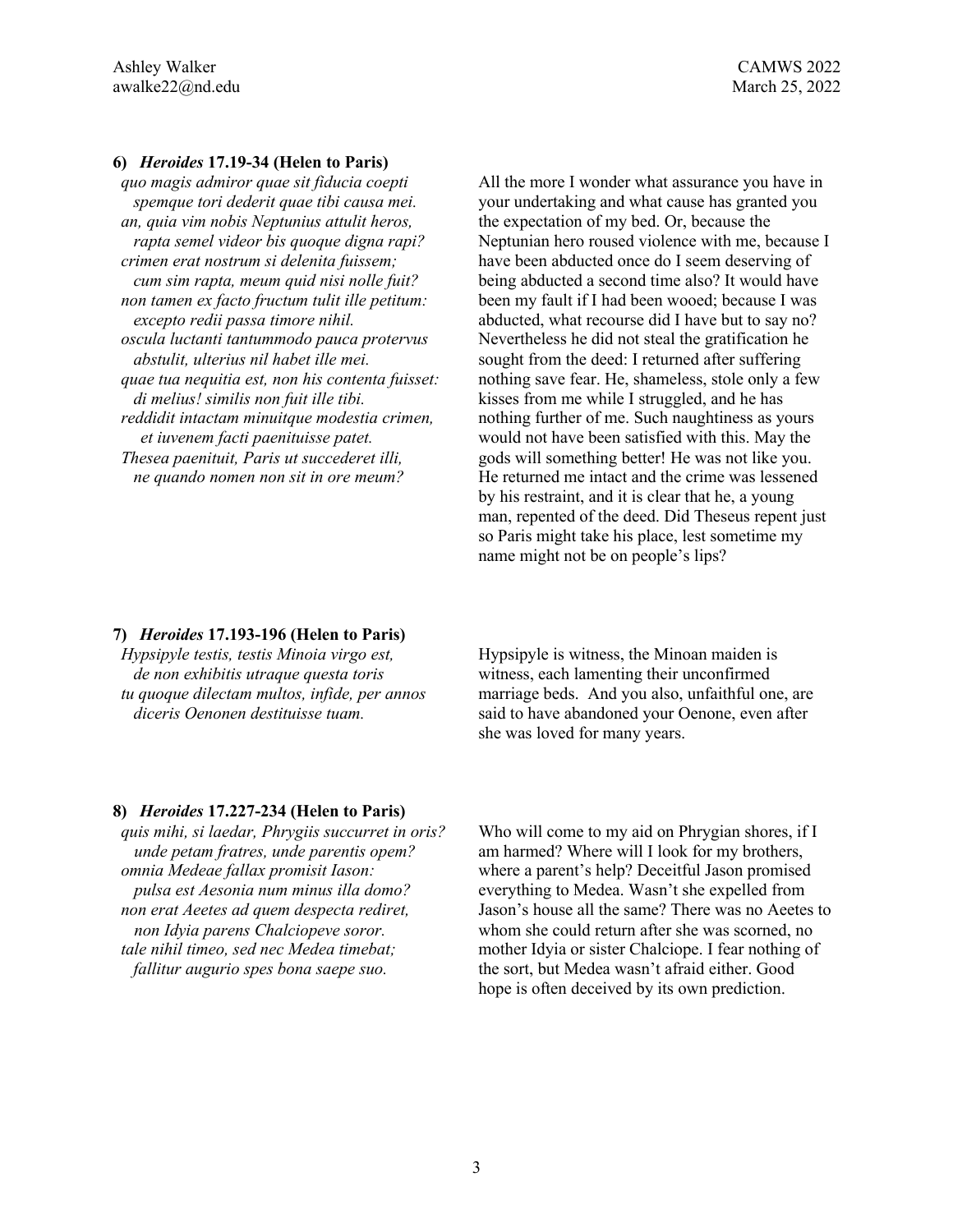**6) *Heroides* 17.19-34 (Helen to Paris)**

*quo magis admiror quae sit fiducia coepti*
*spemque tori dederit quae tibi causa mei.*
*an, quia vim nobis Neptunius attulit heros,*
*rapta semel videor bis quoque digna rapi?*
*crimen erat nostrum si delenita fuissem;*
*cum sim rapta, meum quid nisi nolle fuit?*
*non tamen ex facto fructum tulit ille petitum:*
*excepto redii passa timore nihil.*
*oscula luctanti tantummodo pauca protervus*
*abstulit, ulterius nil habet ille mei.*
*quae tua nequitia est, non his contenta fuisset:*
*di melius! similis non fuit ille tibi.*
*reddidit intactam minuitque modestia crimen,*
*et iuvenem facti paenituisse patet.*
*Thesea paenituit, Paris ut succederet illi,*
*ne quando nomen non sit in ore meum?*

All the more I wonder what assurance you have in your undertaking and what cause has granted you the expectation of my bed. Or, because the Neptunian hero roused violence with me, because I have been abducted once do I seem deserving of being abducted a second time also? It would have been my fault if I had been wooed; because I was abducted, what recourse did I have but to say no? Nevertheless he did not steal the gratification he sought from the deed: I returned after suffering nothing save fear. He, shameless, stole only a few kisses from me while I struggled, and he has nothing further of me. Such naughtiness as yours would not have been satisfied with this. May the gods will something better! He was not like you. He returned me intact and the crime was lessened by his restraint, and it is clear that he, a young man, repented of the deed. Did Theseus repent just so Paris might take his place, lest sometime my name might not be on people's lips?

**7) *Heroides* 17.193-196 (Helen to Paris)**

*Hypsipyle testis, testis Minoia virgo est,*
*de non exhibitis utraque questa toris*
*tu quoque dilectam multos, infide, per annos*
*diceris Oenonen destituisse tuam.*

Hypsipyle is witness, the Minoan maiden is witness, each lamenting their unconfirmed marriage beds. And you also, unfaithful one, are said to have abandoned your Oenone, even after she was loved for many years.

**8) *Heroides* 17.227-234 (Helen to Paris)**

*quis mihi, si laedar, Phrygiis succurret in oris?*
*unde petam fratres, unde parentis opem?*
*omnia Medeae fallax promisit Iason:*
*pulsa est Aesonia num minus illa domo?*
*non erat Aeetes ad quem despecta rediret,*
*non Idyia parens Chalciopeve soror.*
*tale nihil timeo, sed nec Medea timebat;*
*fallitur augurio spes bona saepe suo.*

Who will come to my aid on Phrygian shores, if I am harmed? Where will I look for my brothers, where a parent's help? Deceitful Jason promised everything to Medea. Wasn't she expelled from Jason's house all the same? There was no Aeetes to whom she could return after she was scorned, no mother Idyia or sister Chalciope. I fear nothing of the sort, but Medea wasn't afraid either. Good hope is often deceived by its own prediction.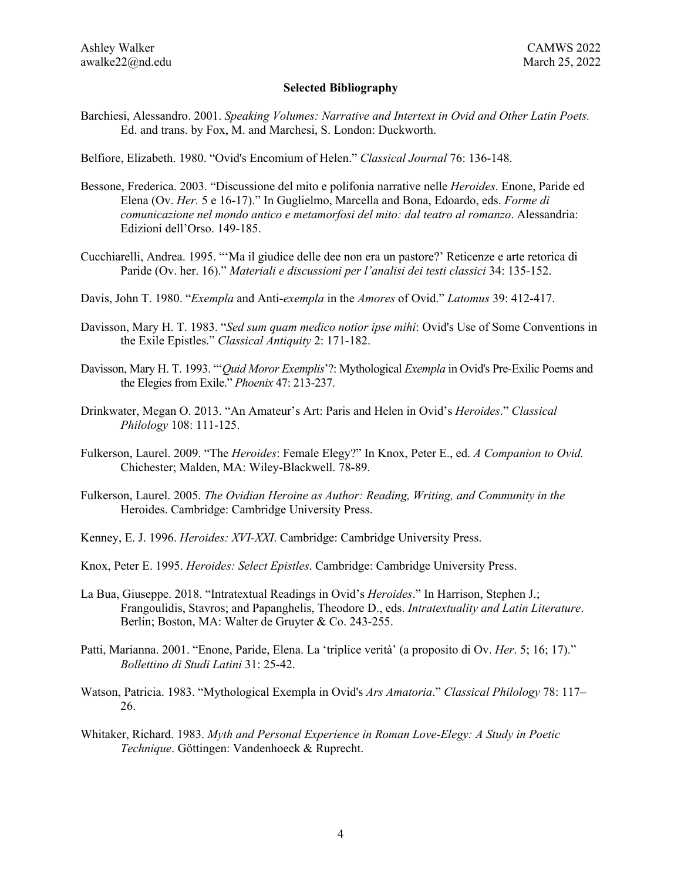Ashley Walker
awalke22@nd.edu

CAMWS 2022
March 25, 2022

**Selected Bibliography**

Barchiesi, Alessandro. 2001. *Speaking Volumes: Narrative and Intertext in Ovid and Other Latin Poets.* Ed. and trans. by Fox, M. and Marchesi, S. London: Duckworth.

Belfiore, Elizabeth. 1980. "Ovid's Encomium of Helen." *Classical Journal* 76: 136-148.

Bessone, Frederica. 2003. "Discussione del mito e polifonia narrative nelle *Heroides*. Enone, Paride ed Elena (Ov. *Her.* 5 e 16-17)." In Guglielmo, Marcella and Bona, Edoardo, eds. *Forme di comunicazione nel mondo antico e metamorfosi del mito: dal teatro al romanzo*. Alessandria: Edizioni dell'Orso. 149-185.

Cucchiarelli, Andrea. 1995. "'Ma il giudice delle dee non era un pastore?' Reticenze e arte retorica di Paride (Ov. her. 16)." *Materiali e discussioni per l'analisi dei testi classici* 34: 135-152.

Davis, John T. 1980. "*Exempla* and Anti-*exempla* in the *Amores* of Ovid." *Latomus* 39: 412-417.

Davisson, Mary H. T. 1983. "*Sed sum quam medico notior ipse mihi*: Ovid's Use of Some Conventions in the Exile Epistles." *Classical Antiquity* 2: 171-182.

Davisson, Mary H. T. 1993. "'*Quid Moror Exemplis*'?: Mythological *Exempla* in Ovid's Pre-Exilic Poems and the Elegies from Exile." *Phoenix* 47: 213-237.

Drinkwater, Megan O. 2013. "An Amateur's Art: Paris and Helen in Ovid's *Heroides*." *Classical Philology* 108: 111-125.

Fulkerson, Laurel. 2009. "The *Heroides*: Female Elegy?" In Knox, Peter E., ed. *A Companion to Ovid.* Chichester; Malden, MA: Wiley-Blackwell. 78-89.

Fulkerson, Laurel. 2005. *The Ovidian Heroine as Author: Reading, Writing, and Community in the* Heroides. Cambridge: Cambridge University Press.

Kenney, E. J. 1996. *Heroides: XVI-XXI*. Cambridge: Cambridge University Press.

Knox, Peter E. 1995. *Heroides: Select Epistles*. Cambridge: Cambridge University Press.

La Bua, Giuseppe. 2018. "Intratextual Readings in Ovid's *Heroides*." In Harrison, Stephen J.; Frangoulidis, Stavros; and Papanghelis, Theodore D., eds. *Intratextuality and Latin Literature*. Berlin; Boston, MA: Walter de Gruyter & Co. 243-255.

Patti, Marianna. 2001. "Enone, Paride, Elena. La 'triplice verità' (a proposito di Ov. *Her*. 5; 16; 17)." *Bollettino di Studi Latini* 31: 25-42.

Watson, Patricia. 1983. "Mythological Exempla in Ovid's *Ars Amatoria*." *Classical Philology* 78: 117–26.

Whitaker, Richard. 1983. *Myth and Personal Experience in Roman Love-Elegy: A Study in Poetic Technique*. Göttingen: Vandenhoeck & Ruprecht.